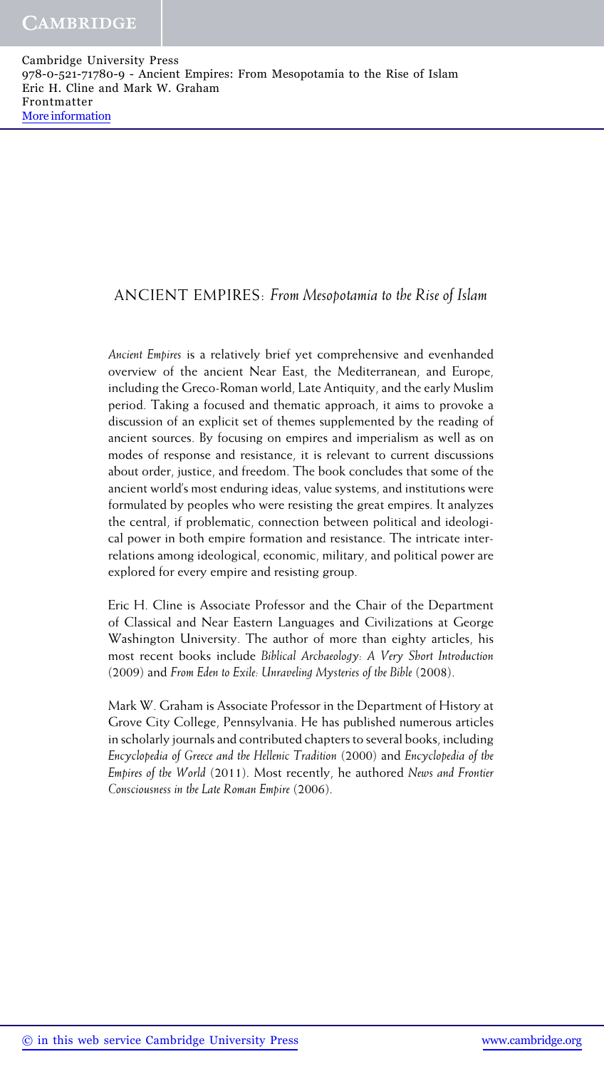# ANCIENT EMPIRES: *From Mesopotamia to the Rise of Islam*

*Ancient Empires* is a relatively brief yet comprehensive and evenhanded overview of the ancient Near East, the Mediterranean, and Europe, including the Greco-Roman world, Late Antiquity, and the early Muslim period. Taking a focused and thematic approach, it aims to provoke a discussion of an explicit set of themes supplemented by the reading of ancient sources. By focusing on empires and imperialism as well as on modes of response and resistance, it is relevant to current discussions about order, justice, and freedom. The book concludes that some of the ancient world's most enduring ideas, value systems, and institutions were formulated by peoples who were resisting the great empires. It analyzes the central, if problematic, connection between political and ideological power in both empire formation and resistance. The intricate interrelations among ideological, economic, military, and political power are explored for every empire and resisting group.

Eric H. Cline is Associate Professor and the Chair of the Department of Classical and Near Eastern Languages and Civilizations at George Washington University. The author of more than eighty articles, his most recent books include *Biblical Archaeology: A Very Short Introduction* (2009) and *From Eden to Exile: Unraveling Mysteries of the Bible* (2008).

Mark W. Graham is Associate Professor in the Department of History at Grove City College, Pennsylvania. He has published numerous articles in scholarly journals and contributed chapters to several books, including *Encyclopedia of Greece and the Hellenic Tradition* (2000) and *Encyclopedia of the Empires of the World* (2011). Most recently, he authored *News and Frontier Consciousness in the Late Roman Empire* (2006).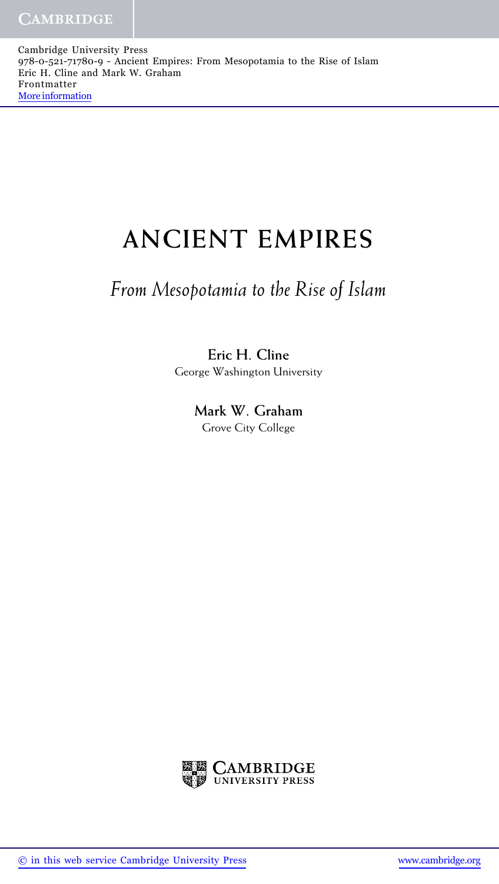# ANCIENT EMPIRES

## *From Mesopotamia to the Rise of Islam*

**Eric H. Cline**
George Washington University

**Mark W. Graham**
Grove City College

CAMBRIDGE
UNIVERSITY PRESS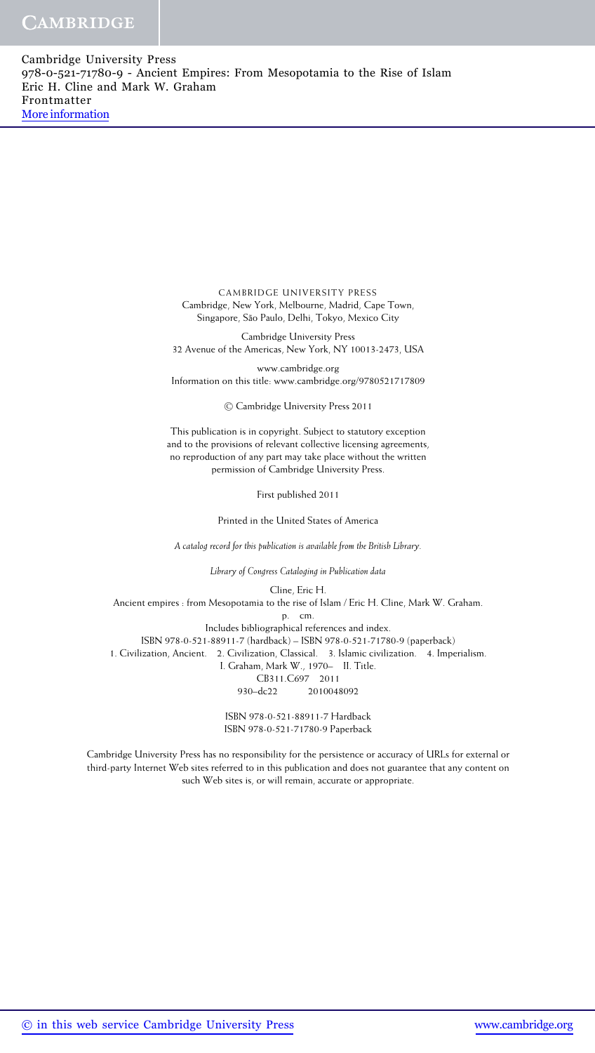CAMBRIDGE UNIVERSITY PRESS
Cambridge, New York, Melbourne, Madrid, Cape Town,
Singapore, São Paulo, Delhi, Tokyo, Mexico City

Cambridge University Press
32 Avenue of the Americas, New York, NY 10013-2473, USA

www.cambridge.org
Information on this title: www.cambridge.org/9780521717809

© Cambridge University Press 2011

This publication is in copyright. Subject to statutory exception
and to the provisions of relevant collective licensing agreements,
no reproduction of any part may take place without the written
permission of Cambridge University Press.

First published 2011

Printed in the United States of America

*A catalog record for this publication is available from the British Library.*

*Library of Congress Cataloging in Publication data*

Cline, Eric H.
Ancient empires : from Mesopotamia to the rise of Islam / Eric H. Cline, Mark W. Graham.
p. cm.
Includes bibliographical references and index.
ISBN 978-0-521-88911-7 (hardback) – ISBN 978-0-521-71780-9 (paperback)
1. Civilization, Ancient. 2. Civilization, Classical. 3. Islamic civilization. 4. Imperialism.
I. Graham, Mark W., 1970– II. Title.
CB311.C697 2011
930–dc22 2010048092

ISBN 978-0-521-88911-7 Hardback
ISBN 978-0-521-71780-9 Paperback

Cambridge University Press has no responsibility for the persistence or accuracy of URLs for external or third-party Internet Web sites referred to in this publication and does not guarantee that any content on such Web sites is, or will remain, accurate or appropriate.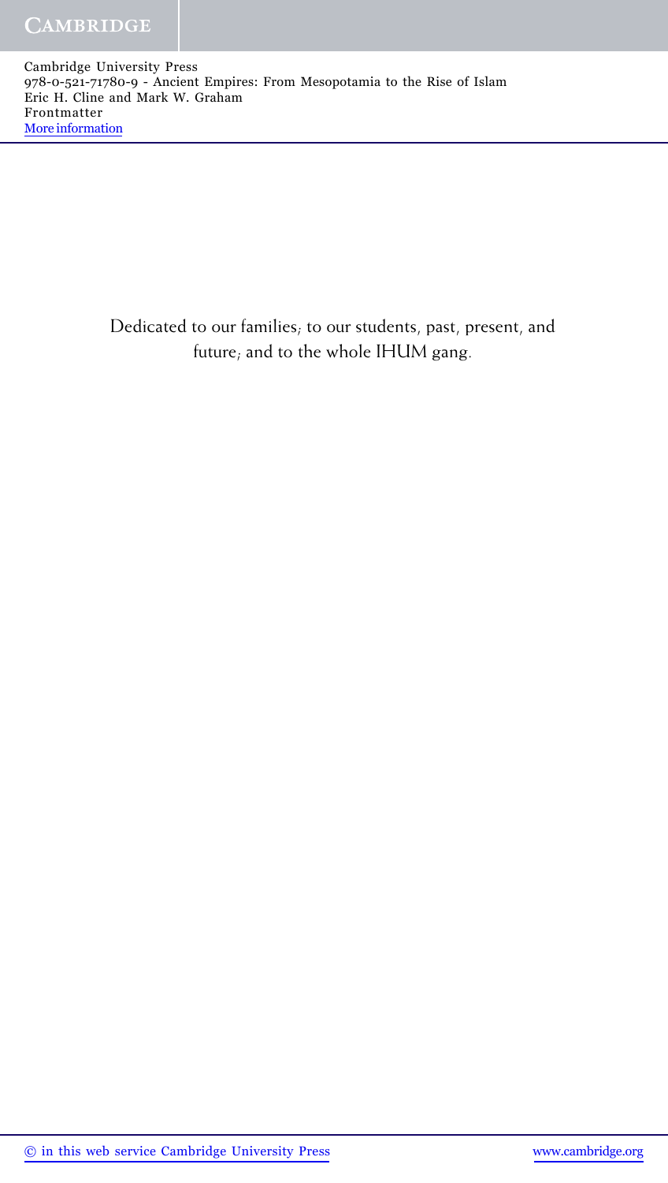Dedicated to our families; to our students, past, present, and future; and to the whole IHUM gang.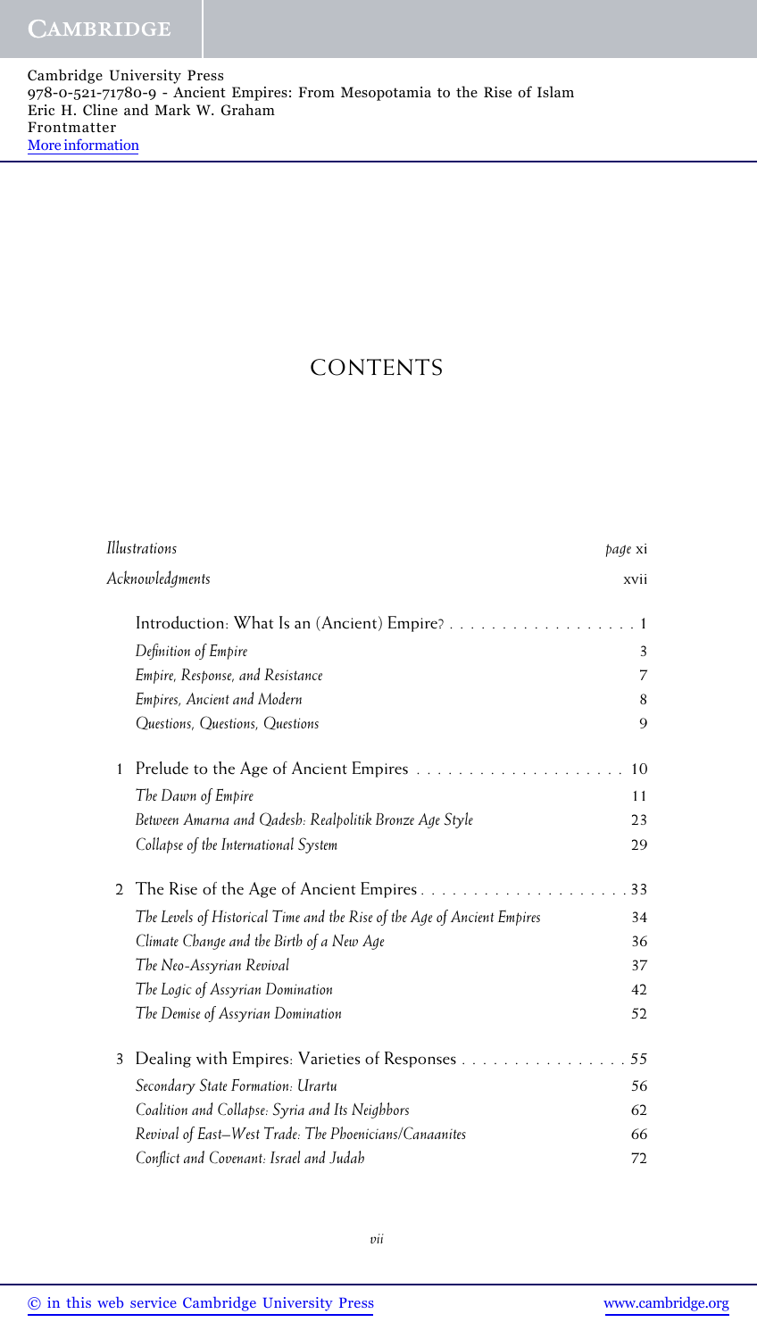# CONTENTS

| | | |
|---|---|---|
| *Illustrations* | | *page* xi |
| *Acknowledgments* | | xvii |
| | Introduction: What Is an (Ancient) Empire? | 1 |
| | *Definition of Empire* | 3 |
| | *Empire, Response, and Resistance* | 7 |
| | *Empires, Ancient and Modern* | 8 |
| | *Questions, Questions, Questions* | 9 |
| 1 | Prelude to the Age of Ancient Empires | 10 |
| | *The Dawn of Empire* | 11 |
| | *Between Amarna and Qadesh: Realpolitik Bronze Age Style* | 23 |
| | *Collapse of the International System* | 29 |
| 2 | The Rise of the Age of Ancient Empires | 33 |
| | *The Levels of Historical Time and the Rise of the Age of Ancient Empires* | 34 |
| | *Climate Change and the Birth of a New Age* | 36 |
| | *The Neo-Assyrian Revival* | 37 |
| | *The Logic of Assyrian Domination* | 42 |
| | *The Demise of Assyrian Domination* | 52 |
| 3 | Dealing with Empires: Varieties of Responses | 55 |
| | *Secondary State Formation: Urartu* | 56 |
| | *Coalition and Collapse: Syria and Its Neighbors* | 62 |
| | *Revival of East–West Trade: The Phoenicians/Canaanites* | 66 |
| | *Conflict and Covenant: Israel and Judah* | 72 |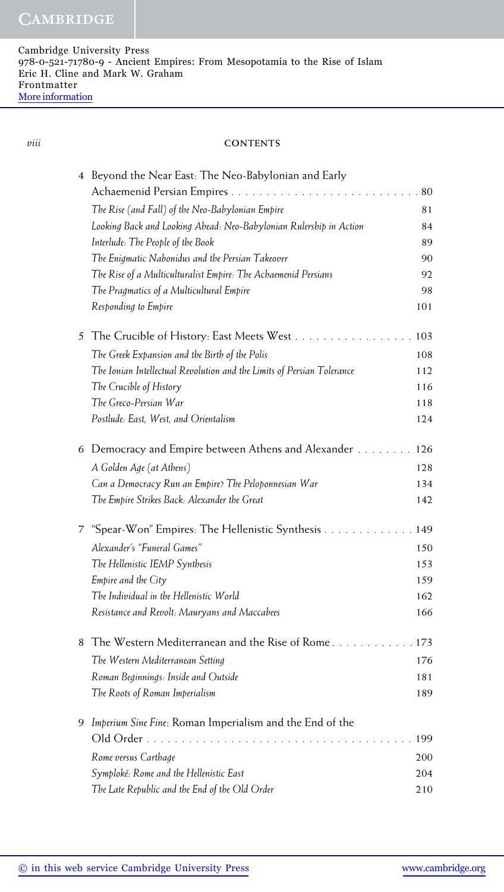## CONTENTS

4 Beyond the Near East: The Neo-Babylonian and Early Achaemenid Persian Empires . . . . . . . . . . 80

- *The Rise (and Fall) of the Neo-Babylonian Empire* 81
- *Looking Back and Looking Ahead: Neo-Babylonian Rulership in Action* 84
- *Interlude: The People of the Book* 89
- *The Enigmatic Nabonidus and the Persian Takeover* 90
- *The Rise of a Multiculturalist Empire: The Achaemenid Persians* 92
- *The Pragmatics of a Multicultural Empire* 98
- *Responding to Empire* 101

5 The Crucible of History: East Meets West . . . . . . . . . . 103

- *The Greek Expansion and the Birth of the Polis* 108
- *The Ionian Intellectual Revolution and the Limits of Persian Tolerance* 112
- *The Crucible of History* 116
- *The Greco-Persian War* 118
- *Postlude: East, West, and Orientalism* 124

6 Democracy and Empire between Athens and Alexander . . . . . . . . 126

- *A Golden Age (at Athens)* 128
- *Can a Democracy Run an Empire? The Peloponnesian War* 134
- *The Empire Strikes Back: Alexander the Great* 142

7 "Spear-Won" Empires: The Hellenistic Synthesis . . . . . . . . . . 149

- *Alexander's "Funeral Games"* 150
- *The Hellenistic IEMP Synthesis* 153
- *Empire and the City* 159
- *The Individual in the Hellenistic World* 162
- *Resistance and Revolt: Mauryans and Maccabees* 166

8 The Western Mediterranean and the Rise of Rome . . . . . . . . . . 173

- *The Western Mediterranean Setting* 176
- *Roman Beginnings: Inside and Outside* 181
- *The Roots of Roman Imperialism* 189

9 *Imperium Sine Fine*: Roman Imperialism and the End of the Old Order . . . . . . . . . . 199

- *Rome versus Carthage* 200
- *Symploké: Rome and the Hellenistic East* 204
- *The Late Republic and the End of the Old Order* 210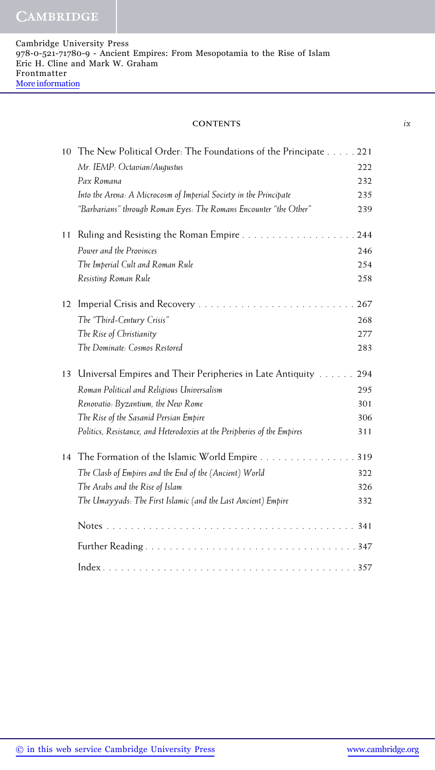10 The New Political Order: The Foundations of the Principate . . . . . 221

| | |
|---|---|
| *Mr. IEMP: Octavian/Augustus* | 222 |
| *Pax Romana* | 232 |
| *Into the Arena: A Microcosm of Imperial Society in the Principate* | 235 |
| *"Barbarians" through Roman Eyes: The Romans Encounter "the Other"* | 239 |

11 Ruling and Resisting the Roman Empire . . . . . . . . . . . . . . . . . . . 244

| | |
|---|---|
| *Power and the Provinces* | 246 |
| *The Imperial Cult and Roman Rule* | 254 |
| *Resisting Roman Rule* | 258 |

12 Imperial Crisis and Recovery . . . . . . . . . . . . . . . . . . . . . . . . . . 267

| | |
|---|---|
| *The "Third-Century Crisis"* | 268 |
| *The Rise of Christianity* | 277 |
| *The Dominate: Cosmos Restored* | 283 |

13 Universal Empires and Their Peripheries in Late Antiquity . . . . . . 294

| | |
|---|---|
| *Roman Political and Religious Universalism* | 295 |
| *Renovatio: Byzantium, the New Rome* | 301 |
| *The Rise of the Sasanid Persian Empire* | 306 |
| *Politics, Resistance, and Heterodoxies at the Peripheries of the Empires* | 311 |

14 The Formation of the Islamic World Empire . . . . . . . . . . . . . . . . 319

| | |
|---|---|
| *The Clash of Empires and the End of the (Ancient) World* | 322 |
| *The Arabs and the Rise of Islam* | 326 |
| *The Umayyads: The First Islamic (and the Last Ancient) Empire* | 332 |

Notes . . . . . . . . . . . . . . . . . . . . . . . . . . . . . . . . . . . . . . . . . 341

Further Reading . . . . . . . . . . . . . . . . . . . . . . . . . . . . . . . . . . . 347

Index . . . . . . . . . . . . . . . . . . . . . . . . . . . . . . . . . . . . . . . . . 357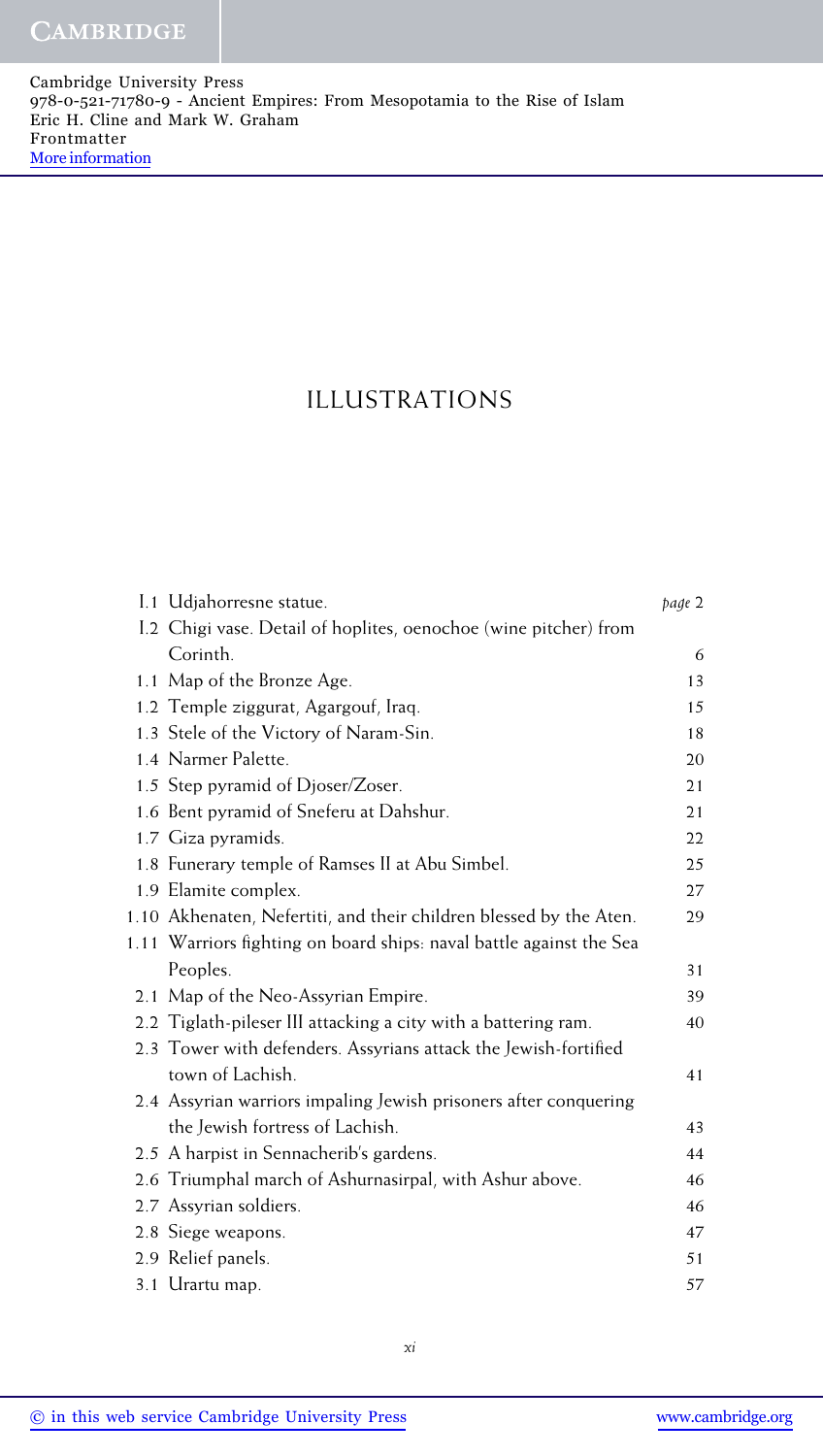# ILLUSTRATIONS

| | | |
|---|---|---|
| I.1 | Udjahorresne statue. | *page* 2 |
| I.2 | Chigi vase. Detail of hoplites, oenochoe (wine pitcher) from Corinth. | 6 |
| 1.1 | Map of the Bronze Age. | 13 |
| 1.2 | Temple ziggurat, Agargouf, Iraq. | 15 |
| 1.3 | Stele of the Victory of Naram-Sin. | 18 |
| 1.4 | Narmer Palette. | 20 |
| 1.5 | Step pyramid of Djoser/Zoser. | 21 |
| 1.6 | Bent pyramid of Sneferu at Dahshur. | 21 |
| 1.7 | Giza pyramids. | 22 |
| 1.8 | Funerary temple of Ramses II at Abu Simbel. | 25 |
| 1.9 | Elamite complex. | 27 |
| 1.10 | Akhenaten, Nefertiti, and their children blessed by the Aten. | 29 |
| 1.11 | Warriors fighting on board ships: naval battle against the Sea Peoples. | 31 |
| 2.1 | Map of the Neo-Assyrian Empire. | 39 |
| 2.2 | Tiglath-pileser III attacking a city with a battering ram. | 40 |
| 2.3 | Tower with defenders. Assyrians attack the Jewish-fortified town of Lachish. | 41 |
| 2.4 | Assyrian warriors impaling Jewish prisoners after conquering the Jewish fortress of Lachish. | 43 |
| 2.5 | A harpist in Sennacherib's gardens. | 44 |
| 2.6 | Triumphal march of Ashurnasirpal, with Ashur above. | 46 |
| 2.7 | Assyrian soldiers. | 46 |
| 2.8 | Siege weapons. | 47 |
| 2.9 | Relief panels. | 51 |
| 3.1 | Urartu map. | 57 |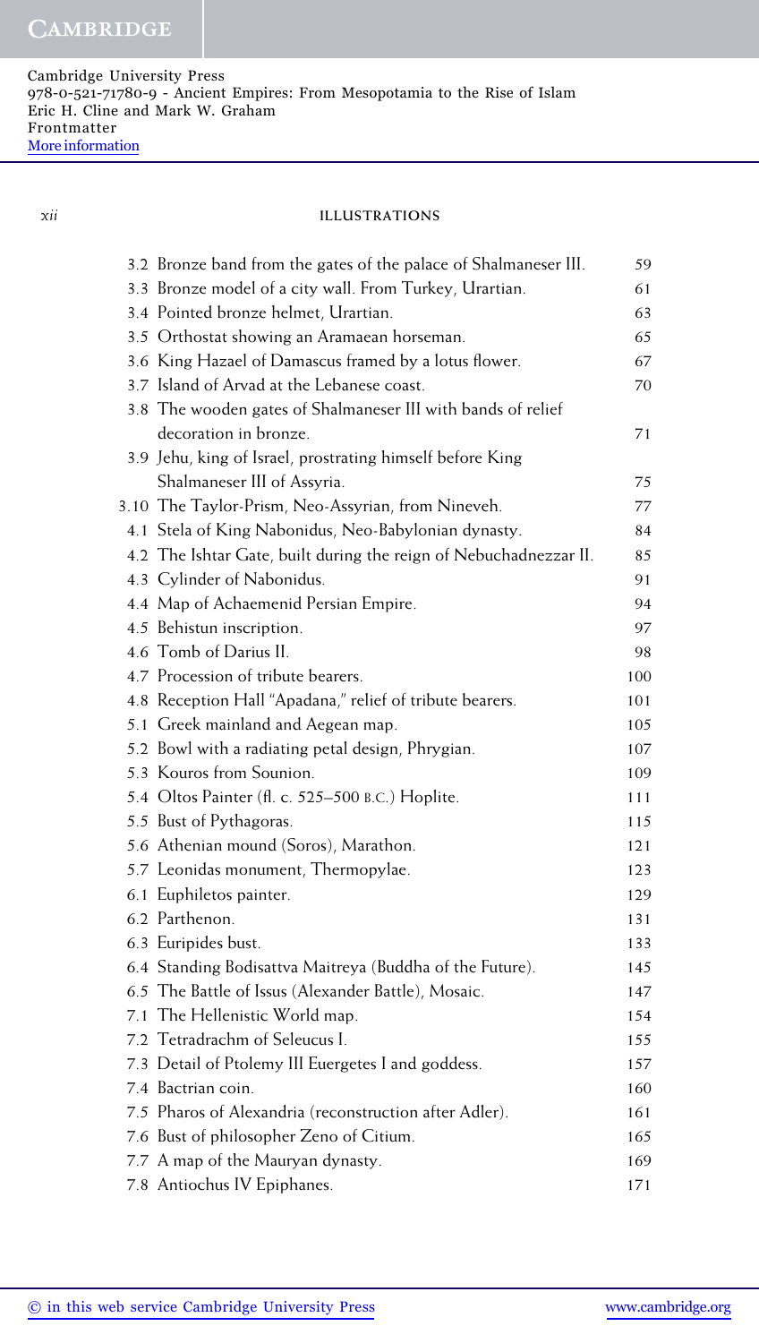| | | |
|---|---|---|
| 3.2 | Bronze band from the gates of the palace of Shalmaneser III. | 59 |
| 3.3 | Bronze model of a city wall. From Turkey, Urartian. | 61 |
| 3.4 | Pointed bronze helmet, Urartian. | 63 |
| 3.5 | Orthostat showing an Aramaean horseman. | 65 |
| 3.6 | King Hazael of Damascus framed by a lotus flower. | 67 |
| 3.7 | Island of Arvad at the Lebanese coast. | 70 |
| 3.8 | The wooden gates of Shalmaneser III with bands of relief decoration in bronze. | 71 |
| 3.9 | Jehu, king of Israel, prostrating himself before King Shalmaneser III of Assyria. | 75 |
| 3.10 | The Taylor-Prism, Neo-Assyrian, from Nineveh. | 77 |
| 4.1 | Stela of King Nabonidus, Neo-Babylonian dynasty. | 84 |
| 4.2 | The Ishtar Gate, built during the reign of Nebuchadnezzar II. | 85 |
| 4.3 | Cylinder of Nabonidus. | 91 |
| 4.4 | Map of Achaemenid Persian Empire. | 94 |
| 4.5 | Behistun inscription. | 97 |
| 4.6 | Tomb of Darius II. | 98 |
| 4.7 | Procession of tribute bearers. | 100 |
| 4.8 | Reception Hall "Apadana," relief of tribute bearers. | 101 |
| 5.1 | Greek mainland and Aegean map. | 105 |
| 5.2 | Bowl with a radiating petal design, Phrygian. | 107 |
| 5.3 | Kouros from Sounion. | 109 |
| 5.4 | Oltos Painter (fl. c. 525–500 B.C.) Hoplite. | 111 |
| 5.5 | Bust of Pythagoras. | 115 |
| 5.6 | Athenian mound (Soros), Marathon. | 121 |
| 5.7 | Leonidas monument, Thermopylae. | 123 |
| 6.1 | Euphiletos painter. | 129 |
| 6.2 | Parthenon. | 131 |
| 6.3 | Euripides bust. | 133 |
| 6.4 | Standing Bodisattva Maitreya (Buddha of the Future). | 145 |
| 6.5 | The Battle of Issus (Alexander Battle), Mosaic. | 147 |
| 7.1 | The Hellenistic World map. | 154 |
| 7.2 | Tetradrachm of Seleucus I. | 155 |
| 7.3 | Detail of Ptolemy III Euergetes I and goddess. | 157 |
| 7.4 | Bactrian coin. | 160 |
| 7.5 | Pharos of Alexandria (reconstruction after Adler). | 161 |
| 7.6 | Bust of philosopher Zeno of Citium. | 165 |
| 7.7 | A map of the Mauryan dynasty. | 169 |
| 7.8 | Antiochus IV Epiphanes. | 171 |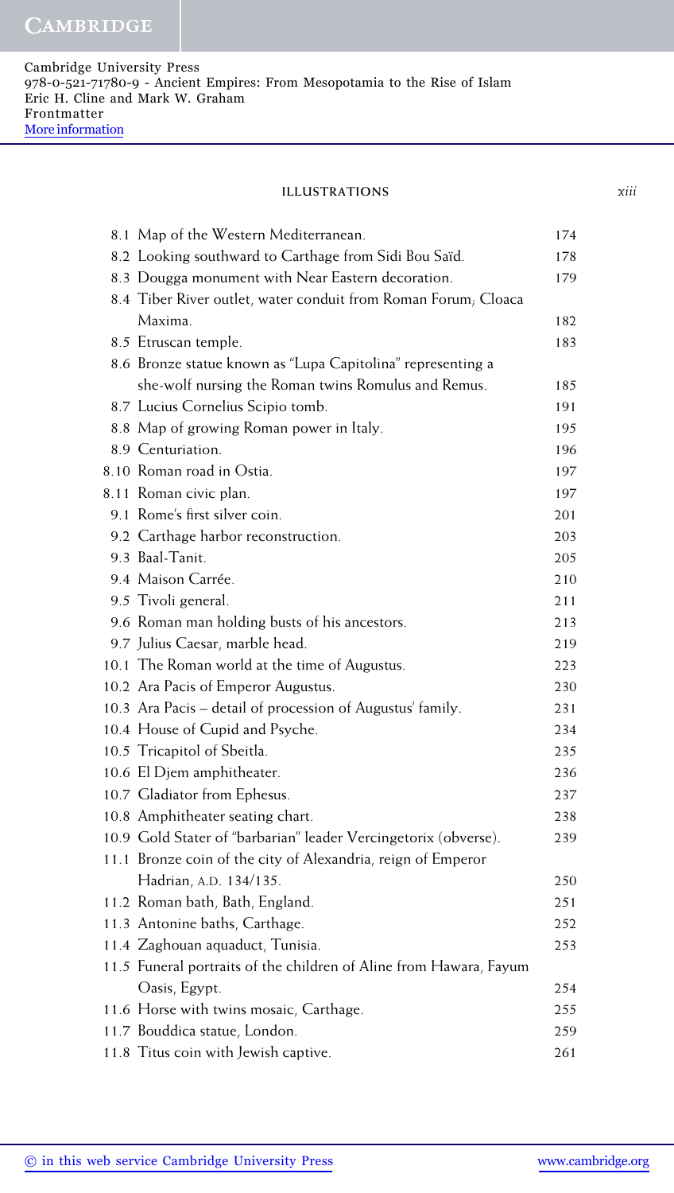## ILLUSTRATIONS

| | | |
|---|---|---|
| 8.1 | Map of the Western Mediterranean. | 174 |
| 8.2 | Looking southward to Carthage from Sidi Bou Saïd. | 178 |
| 8.3 | Dougga monument with Near Eastern decoration. | 179 |
| 8.4 | Tiber River outlet, water conduit from Roman Forum; Cloaca Maxima. | 182 |
| 8.5 | Etruscan temple. | 183 |
| 8.6 | Bronze statue known as "Lupa Capitolina" representing a she-wolf nursing the Roman twins Romulus and Remus. | 185 |
| 8.7 | Lucius Cornelius Scipio tomb. | 191 |
| 8.8 | Map of growing Roman power in Italy. | 195 |
| 8.9 | Centuriation. | 196 |
| 8.10 | Roman road in Ostia. | 197 |
| 8.11 | Roman civic plan. | 197 |
| 9.1 | Rome's first silver coin. | 201 |
| 9.2 | Carthage harbor reconstruction. | 203 |
| 9.3 | Baal-Tanit. | 205 |
| 9.4 | Maison Carrée. | 210 |
| 9.5 | Tivoli general. | 211 |
| 9.6 | Roman man holding busts of his ancestors. | 213 |
| 9.7 | Julius Caesar, marble head. | 219 |
| 10.1 | The Roman world at the time of Augustus. | 223 |
| 10.2 | Ara Pacis of Emperor Augustus. | 230 |
| 10.3 | Ara Pacis – detail of procession of Augustus' family. | 231 |
| 10.4 | House of Cupid and Psyche. | 234 |
| 10.5 | Tricapitol of Sbeitla. | 235 |
| 10.6 | El Djem amphitheater. | 236 |
| 10.7 | Gladiator from Ephesus. | 237 |
| 10.8 | Amphitheater seating chart. | 238 |
| 10.9 | Gold Stater of "barbarian" leader Vercingetorix (obverse). | 239 |
| 11.1 | Bronze coin of the city of Alexandria, reign of Emperor Hadrian, A.D. 134/135. | 250 |
| 11.2 | Roman bath, Bath, England. | 251 |
| 11.3 | Antonine baths, Carthage. | 252 |
| 11.4 | Zaghouan aquaduct, Tunisia. | 253 |
| 11.5 | Funeral portraits of the children of Aline from Hawara, Fayum Oasis, Egypt. | 254 |
| 11.6 | Horse with twins mosaic, Carthage. | 255 |
| 11.7 | Bouddica statue, London. | 259 |
| 11.8 | Titus coin with Jewish captive. | 261 |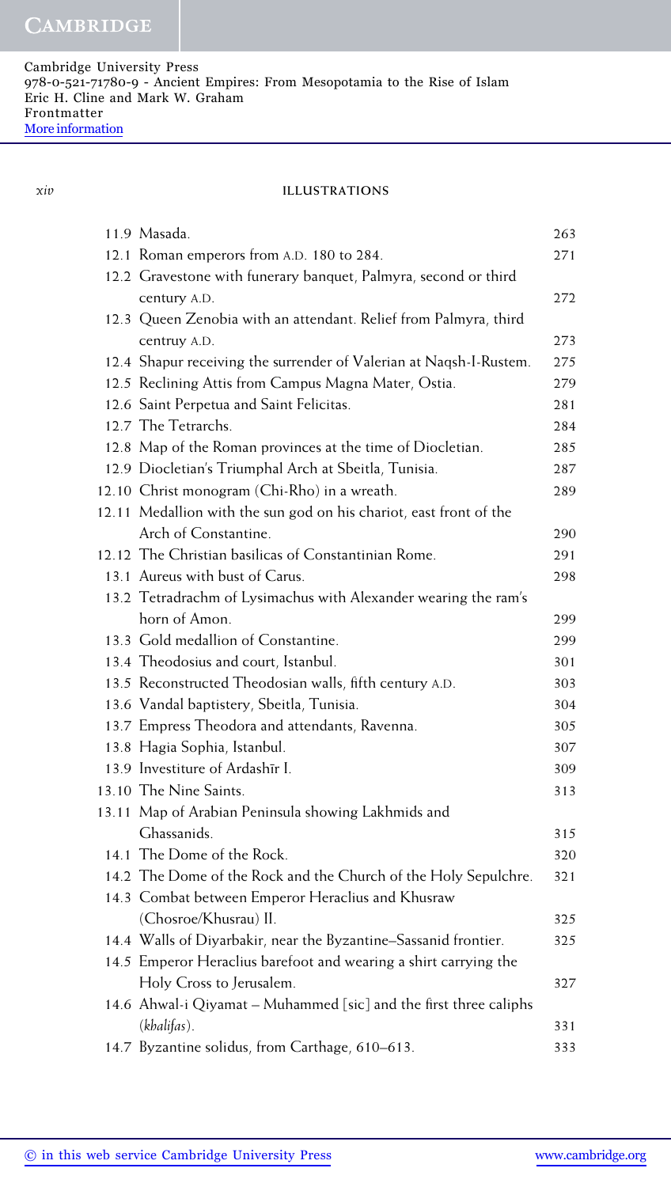| | | |
|---|---|---|
| 11.9 | Masada. | 263 |
| 12.1 | Roman emperors from A.D. 180 to 284. | 271 |
| 12.2 | Gravestone with funerary banquet, Palmyra, second or third century A.D. | 272 |
| 12.3 | Queen Zenobia with an attendant. Relief from Palmyra, third centruy A.D. | 273 |
| 12.4 | Shapur receiving the surrender of Valerian at Naqsh-I-Rustem. | 275 |
| 12.5 | Reclining Attis from Campus Magna Mater, Ostia. | 279 |
| 12.6 | Saint Perpetua and Saint Felicitas. | 281 |
| 12.7 | The Tetrarchs. | 284 |
| 12.8 | Map of the Roman provinces at the time of Diocletian. | 285 |
| 12.9 | Diocletian's Triumphal Arch at Sbeitla, Tunisia. | 287 |
| 12.10 | Christ monogram (Chi-Rho) in a wreath. | 289 |
| 12.11 | Medallion with the sun god on his chariot, east front of the Arch of Constantine. | 290 |
| 12.12 | The Christian basilicas of Constantinian Rome. | 291 |
| 13.1 | Aureus with bust of Carus. | 298 |
| 13.2 | Tetradrachm of Lysimachus with Alexander wearing the ram's horn of Amon. | 299 |
| 13.3 | Gold medallion of Constantine. | 299 |
| 13.4 | Theodosius and court, Istanbul. | 301 |
| 13.5 | Reconstructed Theodosian walls, fifth century A.D. | 303 |
| 13.6 | Vandal baptistery, Sbeitla, Tunisia. | 304 |
| 13.7 | Empress Theodora and attendants, Ravenna. | 305 |
| 13.8 | Hagia Sophia, Istanbul. | 307 |
| 13.9 | Investiture of Ardashīr I. | 309 |
| 13.10 | The Nine Saints. | 313 |
| 13.11 | Map of Arabian Peninsula showing Lakhmids and Ghassanids. | 315 |
| 14.1 | The Dome of the Rock. | 320 |
| 14.2 | The Dome of the Rock and the Church of the Holy Sepulchre. | 321 |
| 14.3 | Combat between Emperor Heraclius and Khusraw (Chosroe/Khusrau) II. | 325 |
| 14.4 | Walls of Diyarbakir, near the Byzantine–Sassanid frontier. | 325 |
| 14.5 | Emperor Heraclius barefoot and wearing a shirt carrying the Holy Cross to Jerusalem. | 327 |
| 14.6 | Ahwal-i Qiyamat – Muhammed [sic] and the first three caliphs (*khalifas*). | 331 |
| 14.7 | Byzantine solidus, from Carthage, 610–613. | 333 |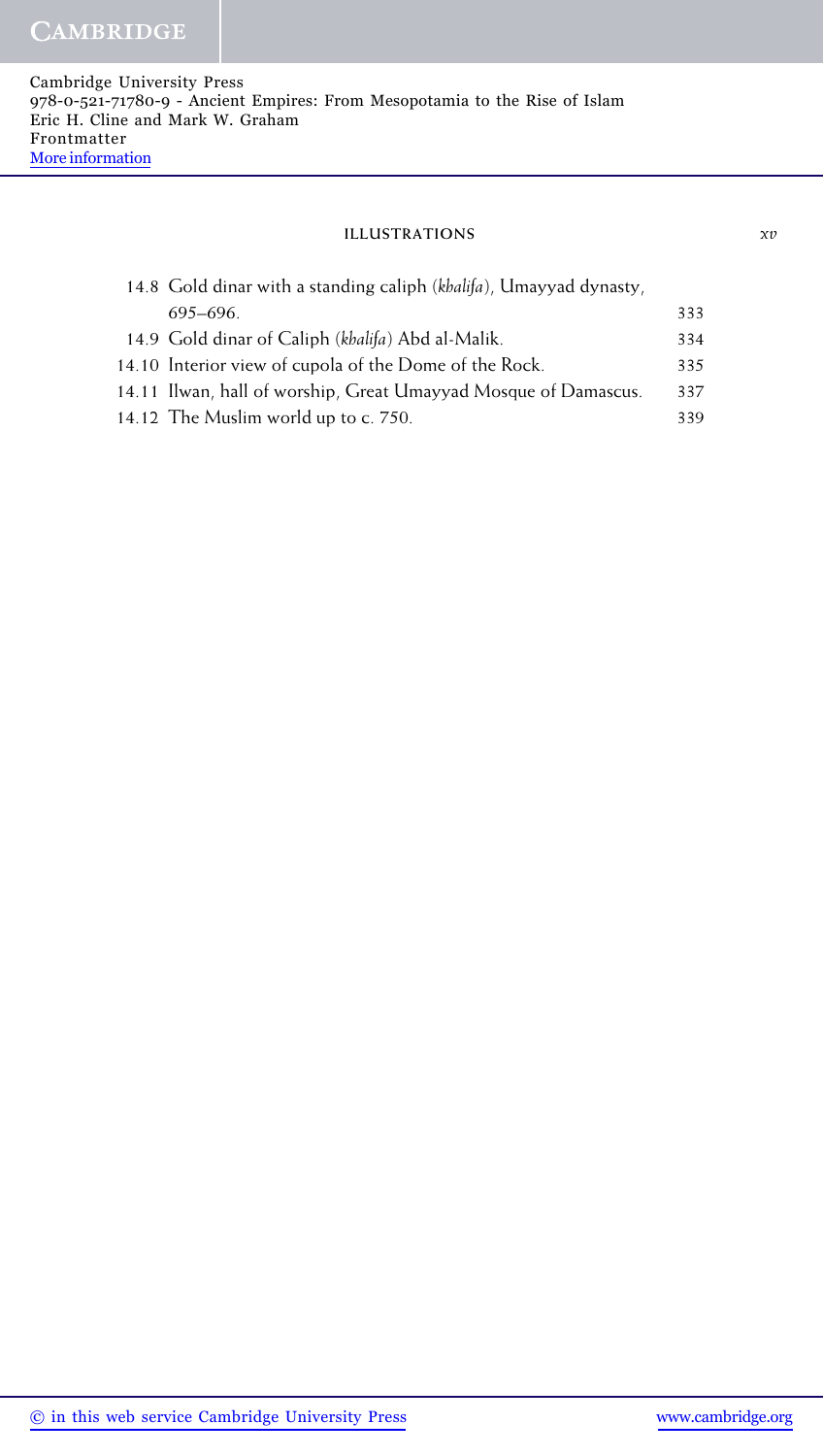| | |
|---|---|
| 14.8 Gold dinar with a standing caliph (*khalifa*), Umayyad dynasty, 695–696. | 333 |
| 14.9 Gold dinar of Caliph (*khalifa*) Abd al-Malik. | 334 |
| 14.10 Interior view of cupola of the Dome of the Rock. | 335 |
| 14.11 Ilwan, hall of worship, Great Umayyad Mosque of Damascus. | 337 |
| 14.12 The Muslim world up to c. 750. | 339 |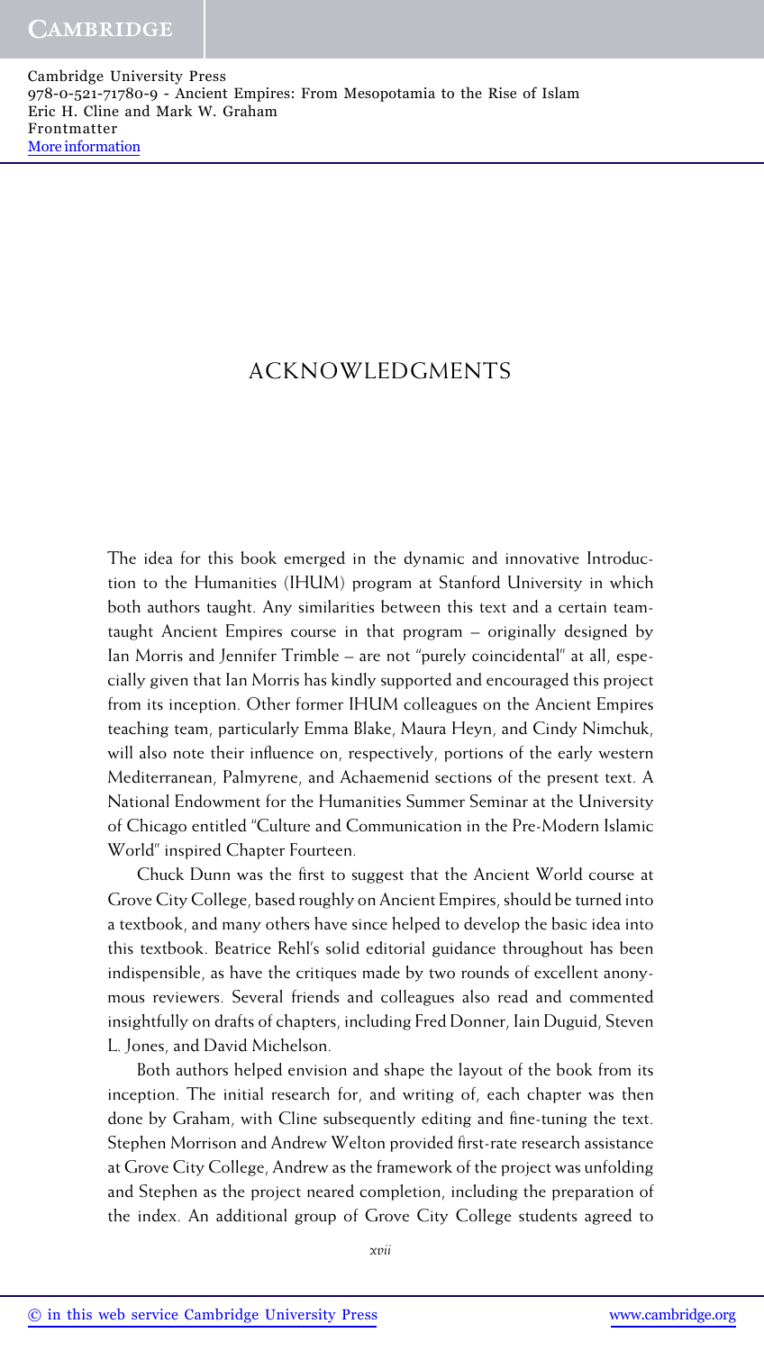# ACKNOWLEDGMENTS

The idea for this book emerged in the dynamic and innovative Introduction to the Humanities (IHUM) program at Stanford University in which both authors taught. Any similarities between this text and a certain team-taught Ancient Empires course in that program – originally designed by Ian Morris and Jennifer Trimble – are not "purely coincidental" at all, especially given that Ian Morris has kindly supported and encouraged this project from its inception. Other former IHUM colleagues on the Ancient Empires teaching team, particularly Emma Blake, Maura Heyn, and Cindy Nimchuk, will also note their influence on, respectively, portions of the early western Mediterranean, Palmyrene, and Achaemenid sections of the present text. A National Endowment for the Humanities Summer Seminar at the University of Chicago entitled "Culture and Communication in the Pre-Modern Islamic World" inspired Chapter Fourteen.

Chuck Dunn was the first to suggest that the Ancient World course at Grove City College, based roughly on Ancient Empires, should be turned into a textbook, and many others have since helped to develop the basic idea into this textbook. Beatrice Rehl's solid editorial guidance throughout has been indispensible, as have the critiques made by two rounds of excellent anonymous reviewers. Several friends and colleagues also read and commented insightfully on drafts of chapters, including Fred Donner, Iain Duguid, Steven L. Jones, and David Michelson.

Both authors helped envision and shape the layout of the book from its inception. The initial research for, and writing of, each chapter was then done by Graham, with Cline subsequently editing and fine-tuning the text. Stephen Morrison and Andrew Welton provided first-rate research assistance at Grove City College, Andrew as the framework of the project was unfolding and Stephen as the project neared completion, including the preparation of the index. An additional group of Grove City College students agreed to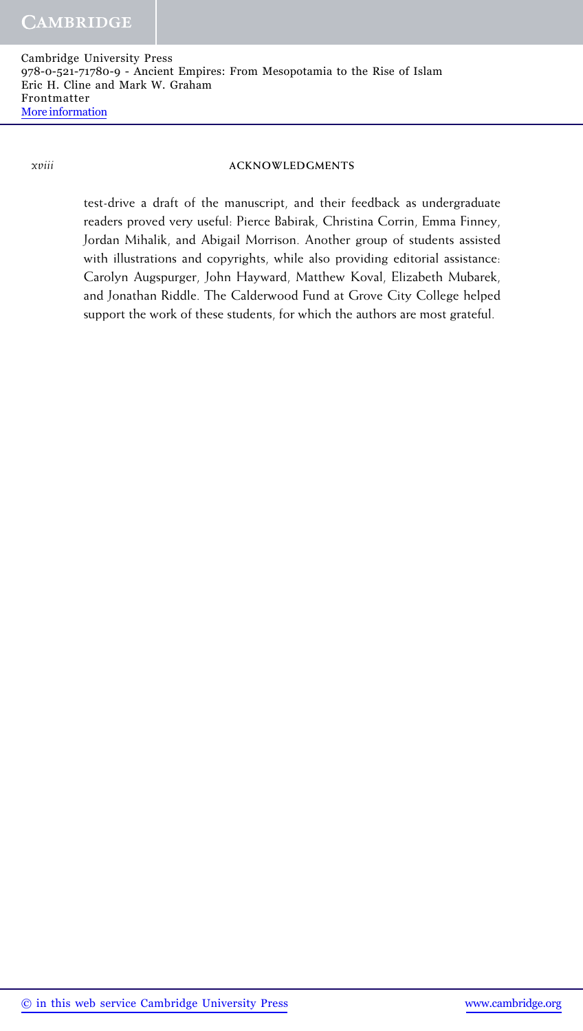test-drive a draft of the manuscript, and their feedback as undergraduate readers proved very useful: Pierce Babirak, Christina Corrin, Emma Finney, Jordan Mihalik, and Abigail Morrison. Another group of students assisted with illustrations and copyrights, while also providing editorial assistance: Carolyn Augspurger, John Hayward, Matthew Koval, Elizabeth Mubarek, and Jonathan Riddle. The Calderwood Fund at Grove City College helped support the work of these students, for which the authors are most grateful.